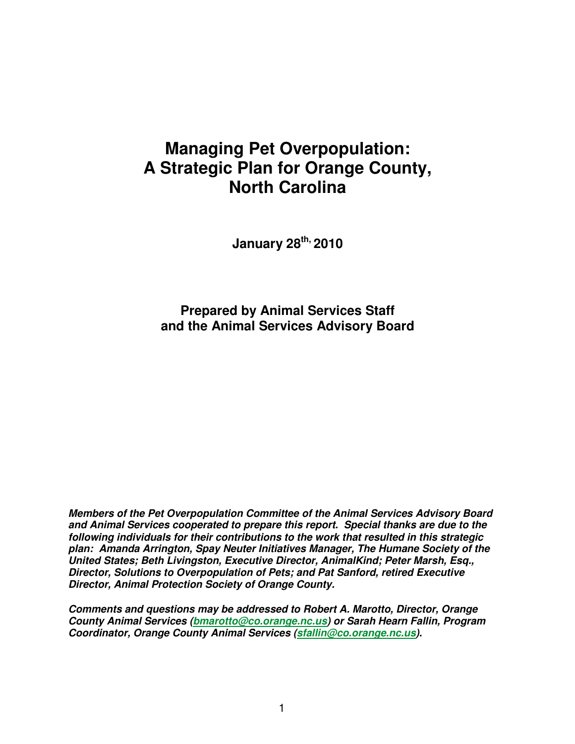# Managing Pet Overpopulation: A Strategic Plan for Orange County, North Carolina

**January 28th, 2010**

**Prepared by Animal Services Staff and the Animal Services Advisory Board**

***Members of the Pet Overpopulation Committee of the Animal Services Advisory Board and Animal Services cooperated to prepare this report. Special thanks are due to the following individuals for their contributions to the work that resulted in this strategic plan: Amanda Arrington, Spay Neuter Initiatives Manager, The Humane Society of the United States; Beth Livingston, Executive Director, AnimalKind; Peter Marsh, Esq., Director, Solutions to Overpopulation of Pets; and Pat Sanford, retired Executive Director, Animal Protection Society of Orange County.***

***Comments and questions may be addressed to Robert A. Marotto, Director, Orange County Animal Services (bmarotto@co.orange.nc.us) or Sarah Hearn Fallin, Program Coordinator, Orange County Animal Services (sfallin@co.orange.nc.us).***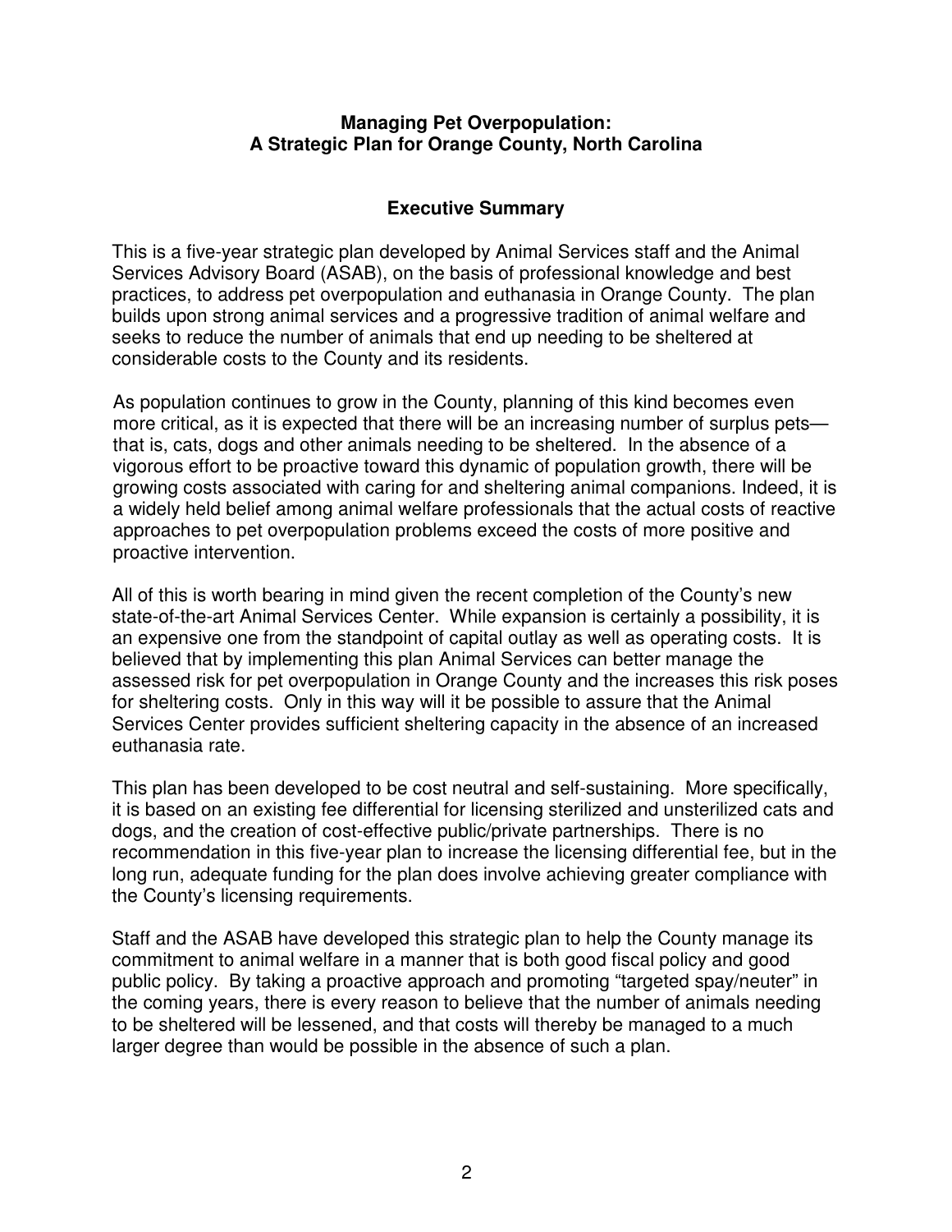**Managing Pet Overpopulation:**
**A Strategic Plan for Orange County, North Carolina**

## Executive Summary

This is a five-year strategic plan developed by Animal Services staff and the Animal Services Advisory Board (ASAB), on the basis of professional knowledge and best practices, to address pet overpopulation and euthanasia in Orange County. The plan builds upon strong animal services and a progressive tradition of animal welfare and seeks to reduce the number of animals that end up needing to be sheltered at considerable costs to the County and its residents.

As population continues to grow in the County, planning of this kind becomes even more critical, as it is expected that there will be an increasing number of surplus pets—that is, cats, dogs and other animals needing to be sheltered. In the absence of a vigorous effort to be proactive toward this dynamic of population growth, there will be growing costs associated with caring for and sheltering animal companions. Indeed, it is a widely held belief among animal welfare professionals that the actual costs of reactive approaches to pet overpopulation problems exceed the costs of more positive and proactive intervention.

All of this is worth bearing in mind given the recent completion of the County's new state-of-the-art Animal Services Center. While expansion is certainly a possibility, it is an expensive one from the standpoint of capital outlay as well as operating costs. It is believed that by implementing this plan Animal Services can better manage the assessed risk for pet overpopulation in Orange County and the increases this risk poses for sheltering costs. Only in this way will it be possible to assure that the Animal Services Center provides sufficient sheltering capacity in the absence of an increased euthanasia rate.

This plan has been developed to be cost neutral and self-sustaining. More specifically, it is based on an existing fee differential for licensing sterilized and unsterilized cats and dogs, and the creation of cost-effective public/private partnerships. There is no recommendation in this five-year plan to increase the licensing differential fee, but in the long run, adequate funding for the plan does involve achieving greater compliance with the County's licensing requirements.

Staff and the ASAB have developed this strategic plan to help the County manage its commitment to animal welfare in a manner that is both good fiscal policy and good public policy. By taking a proactive approach and promoting "targeted spay/neuter" in the coming years, there is every reason to believe that the number of animals needing to be sheltered will be lessened, and that costs will thereby be managed to a much larger degree than would be possible in the absence of such a plan.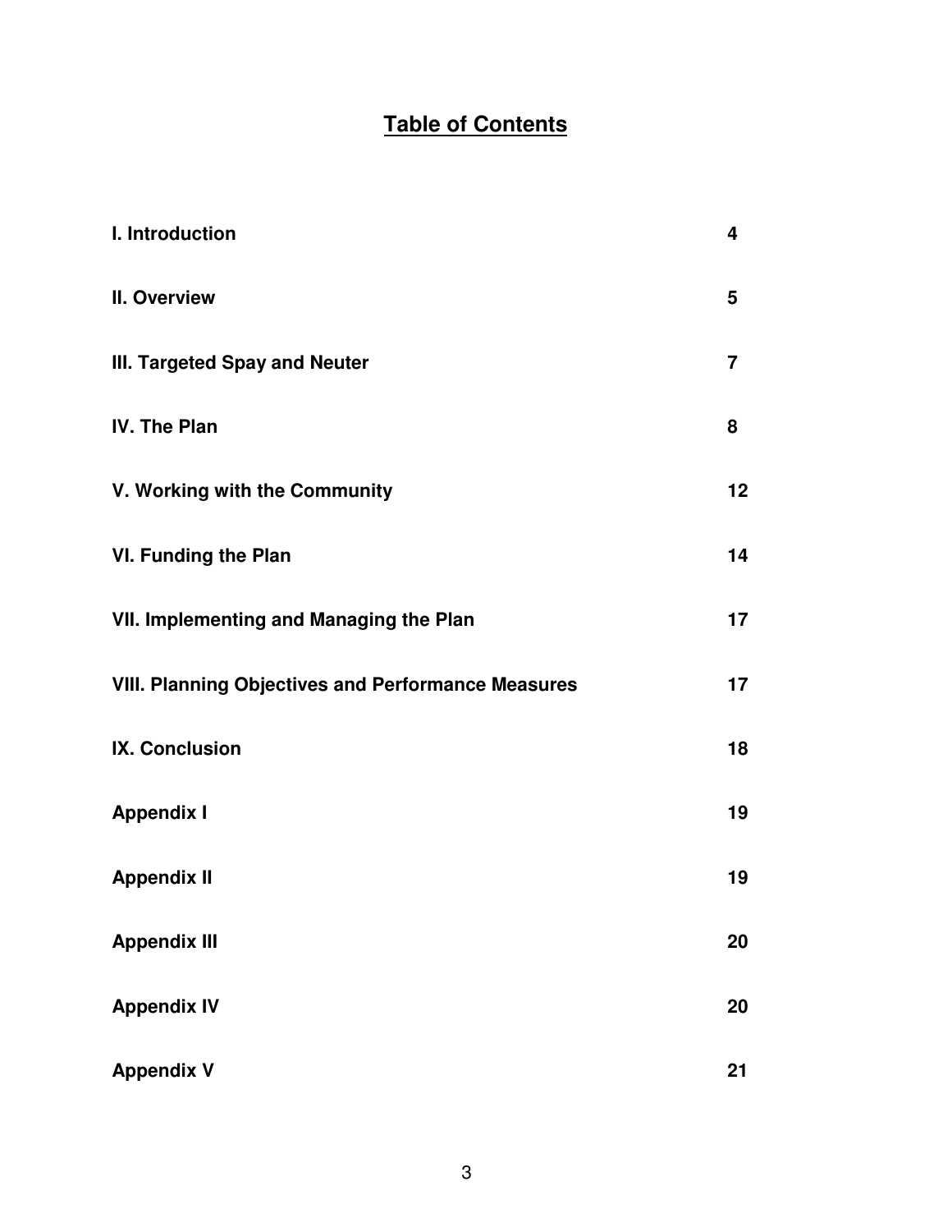# Table of Contents

| | |
|---|---|
| **I. Introduction** | **4** |
| **II. Overview** | **5** |
| **III. Targeted Spay and Neuter** | **7** |
| **IV. The Plan** | **8** |
| **V. Working with the Community** | **12** |
| **VI. Funding the Plan** | **14** |
| **VII. Implementing and Managing the Plan** | **17** |
| **VIII. Planning Objectives and Performance Measures** | **17** |
| **IX. Conclusion** | **18** |
| **Appendix I** | **19** |
| **Appendix II** | **19** |
| **Appendix III** | **20** |
| **Appendix IV** | **20** |
| **Appendix V** | **21** |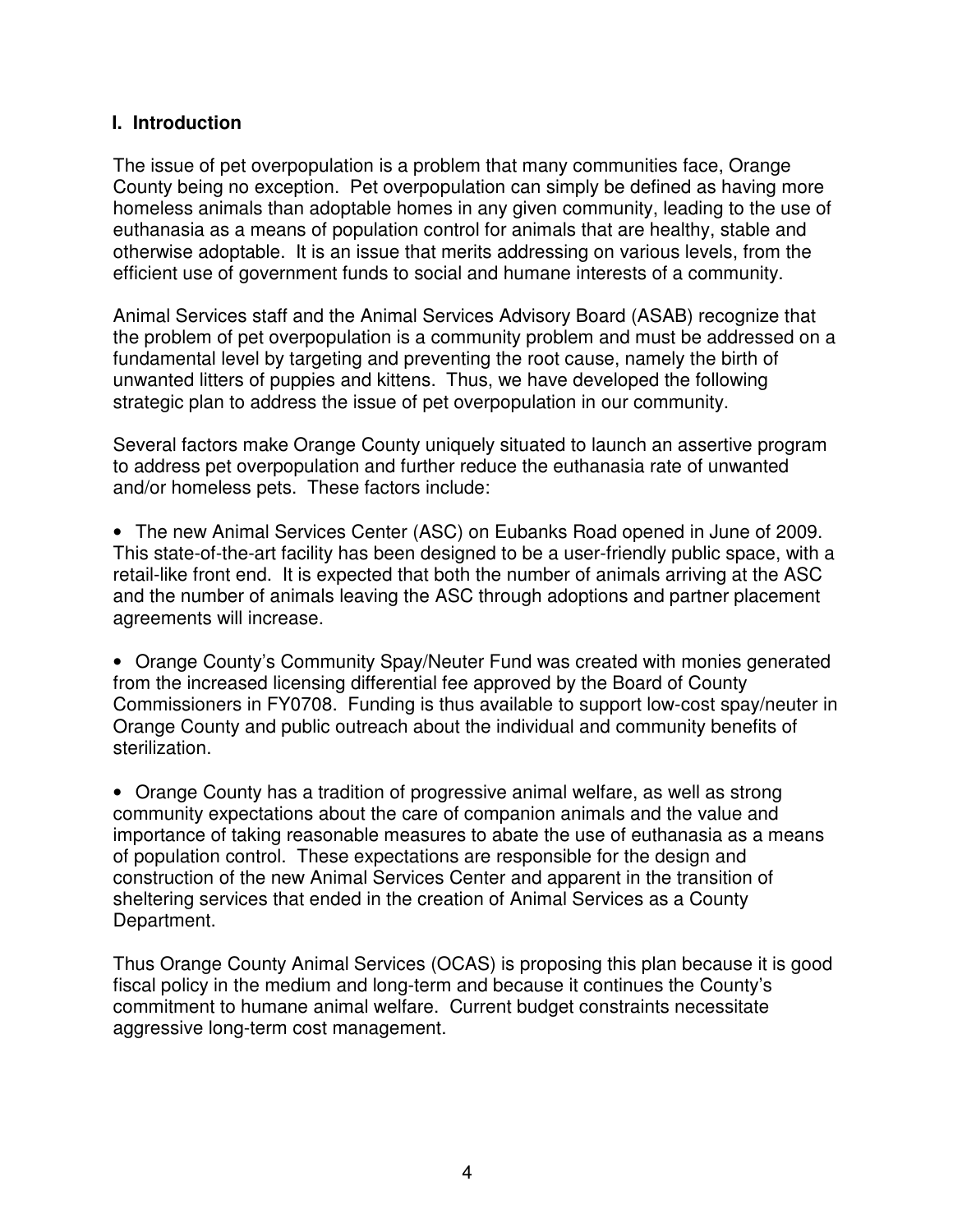## I. Introduction

The issue of pet overpopulation is a problem that many communities face, Orange County being no exception. Pet overpopulation can simply be defined as having more homeless animals than adoptable homes in any given community, leading to the use of euthanasia as a means of population control for animals that are healthy, stable and otherwise adoptable. It is an issue that merits addressing on various levels, from the efficient use of government funds to social and humane interests of a community.

Animal Services staff and the Animal Services Advisory Board (ASAB) recognize that the problem of pet overpopulation is a community problem and must be addressed on a fundamental level by targeting and preventing the root cause, namely the birth of unwanted litters of puppies and kittens. Thus, we have developed the following strategic plan to address the issue of pet overpopulation in our community.

Several factors make Orange County uniquely situated to launch an assertive program to address pet overpopulation and further reduce the euthanasia rate of unwanted and/or homeless pets. These factors include:

- The new Animal Services Center (ASC) on Eubanks Road opened in June of 2009. This state-of-the-art facility has been designed to be a user-friendly public space, with a retail-like front end. It is expected that both the number of animals arriving at the ASC and the number of animals leaving the ASC through adoptions and partner placement agreements will increase.

- Orange County's Community Spay/Neuter Fund was created with monies generated from the increased licensing differential fee approved by the Board of County Commissioners in FY0708. Funding is thus available to support low-cost spay/neuter in Orange County and public outreach about the individual and community benefits of sterilization.

- Orange County has a tradition of progressive animal welfare, as well as strong community expectations about the care of companion animals and the value and importance of taking reasonable measures to abate the use of euthanasia as a means of population control. These expectations are responsible for the design and construction of the new Animal Services Center and apparent in the transition of sheltering services that ended in the creation of Animal Services as a County Department.

Thus Orange County Animal Services (OCAS) is proposing this plan because it is good fiscal policy in the medium and long-term and because it continues the County's commitment to humane animal welfare. Current budget constraints necessitate aggressive long-term cost management.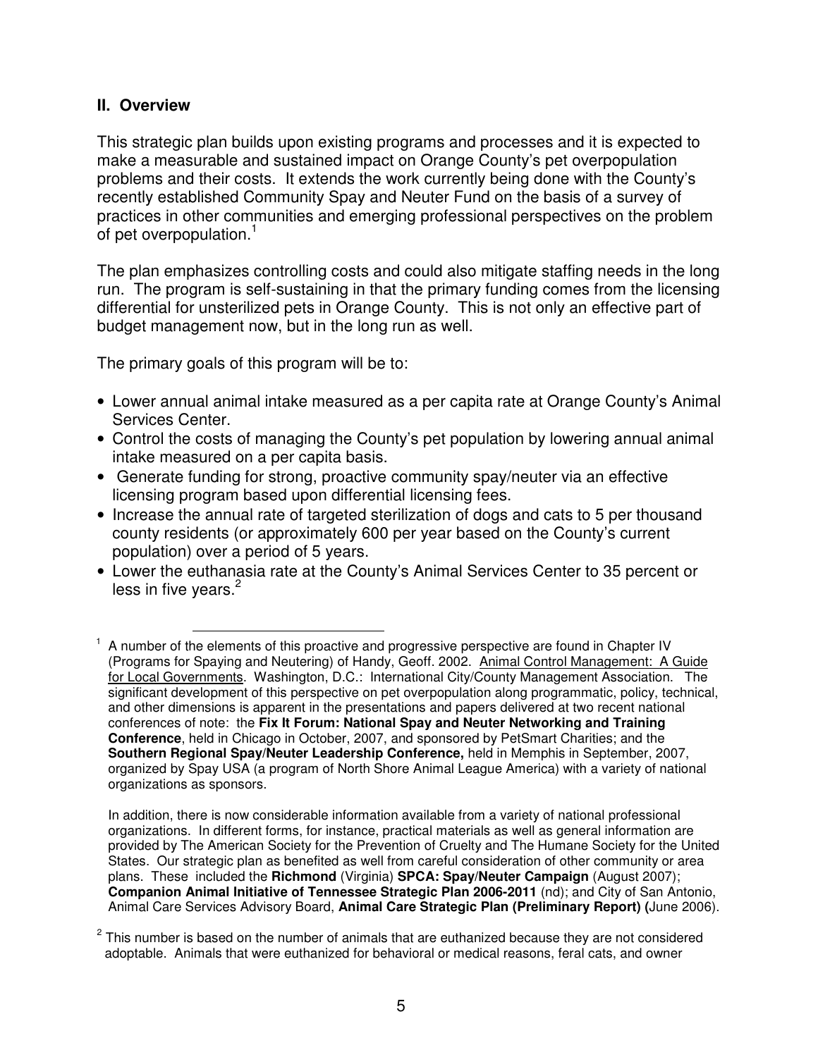## II. Overview

This strategic plan builds upon existing programs and processes and it is expected to make a measurable and sustained impact on Orange County's pet overpopulation problems and their costs. It extends the work currently being done with the County's recently established Community Spay and Neuter Fund on the basis of a survey of practices in other communities and emerging professional perspectives on the problem of pet overpopulation.[1]

The plan emphasizes controlling costs and could also mitigate staffing needs in the long run. The program is self-sustaining in that the primary funding comes from the licensing differential for unsterilized pets in Orange County. This is not only an effective part of budget management now, but in the long run as well.

The primary goals of this program will be to:

- Lower annual animal intake measured as a per capita rate at Orange County's Animal Services Center.
- Control the costs of managing the County's pet population by lowering annual animal intake measured on a per capita basis.
- Generate funding for strong, proactive community spay/neuter via an effective licensing program based upon differential licensing fees.
- Increase the annual rate of targeted sterilization of dogs and cats to 5 per thousand county residents (or approximately 600 per year based on the County's current population) over a period of 5 years.
- Lower the euthanasia rate at the County's Animal Services Center to 35 percent or less in five years.[2]

---

[1] A number of the elements of this proactive and progressive perspective are found in Chapter IV (Programs for Spaying and Neutering) of Handy, Geoff. 2002. Animal Control Management: A Guide for Local Governments. Washington, D.C.: International City/County Management Association. The significant development of this perspective on pet overpopulation along programmatic, policy, technical, and other dimensions is apparent in the presentations and papers delivered at two recent national conferences of note: the **Fix It Forum: National Spay and Neuter Networking and Training Conference**, held in Chicago in October, 2007, and sponsored by PetSmart Charities; and the **Southern Regional Spay/Neuter Leadership Conference,** held in Memphis in September, 2007, organized by Spay USA (a program of North Shore Animal League America) with a variety of national organizations as sponsors.

In addition, there is now considerable information available from a variety of national professional organizations. In different forms, for instance, practical materials as well as general information are provided by The American Society for the Prevention of Cruelty and The Humane Society for the United States. Our strategic plan as benefited as well from careful consideration of other community or area plans. These included the **Richmond** (Virginia) **SPCA: Spay/Neuter Campaign** (August 2007); **Companion Animal Initiative of Tennessee Strategic Plan 2006-2011** (nd); and City of San Antonio, Animal Care Services Advisory Board, **Animal Care Strategic Plan (Preliminary Report) (**June 2006).

[2] This number is based on the number of animals that are euthanized because they are not considered adoptable. Animals that were euthanized for behavioral or medical reasons, feral cats, and owner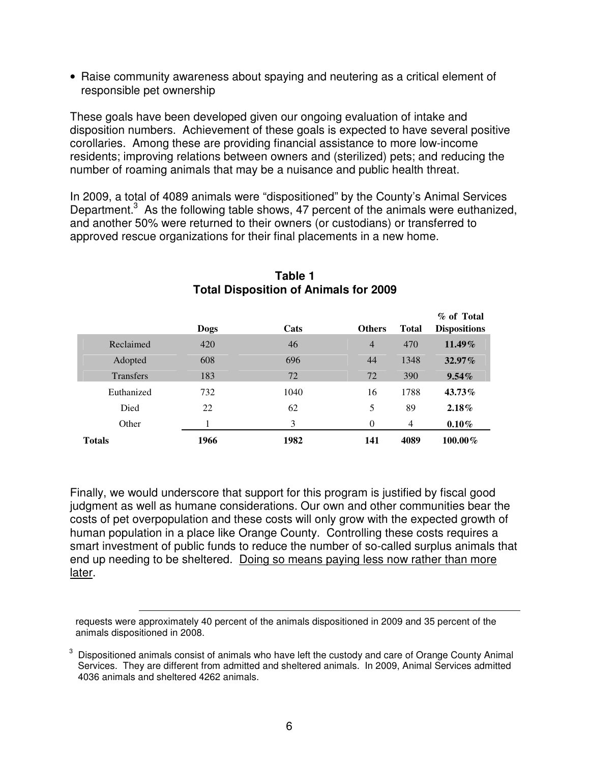- Raise community awareness about spaying and neutering as a critical element of responsible pet ownership

These goals have been developed given our ongoing evaluation of intake and disposition numbers. Achievement of these goals is expected to have several positive corollaries. Among these are providing financial assistance to more low-income residents; improving relations between owners and (sterilized) pets; and reducing the number of roaming animals that may be a nuisance and public health threat.

In 2009, a total of 4089 animals were "dispositioned" by the County's Animal Services Department.[3] As the following table shows, 47 percent of the animals were euthanized, and another 50% were returned to their owners (or custodians) or transferred to approved rescue organizations for their final placements in a new home.

**Table 1**
**Total Disposition of Animals for 2009**

| | Dogs | Cats | Others | Total | % of Total Dispositions |
|---|---|---|---|---|---|
| Reclaimed | 420 | 46 | 4 | 470 | **11.49%** |
| Adopted | 608 | 696 | 44 | 1348 | **32.97%** |
| Transfers | 183 | 72 | 72 | 390 | **9.54%** |
| Euthanized | 732 | 1040 | 16 | 1788 | **43.73%** |
| Died | 22 | 62 | 5 | 89 | **2.18%** |
| Other | 1 | 3 | 0 | 4 | **0.10%** |
| **Totals** | **1966** | **1982** | **141** | **4089** | **100.00%** |

Finally, we would underscore that support for this program is justified by fiscal good judgment as well as humane considerations. Our own and other communities bear the costs of pet overpopulation and these costs will only grow with the expected growth of human population in a place like Orange County. Controlling these costs requires a smart investment of public funds to reduce the number of so-called surplus animals that end up needing to be sheltered. <u>Doing so means paying less now rather than more later</u>.

---

requests were approximately 40 percent of the animals dispositioned in 2009 and 35 percent of the animals dispositioned in 2008.

[3] Dispositioned animals consist of animals who have left the custody and care of Orange County Animal Services. They are different from admitted and sheltered animals. In 2009, Animal Services admitted 4036 animals and sheltered 4262 animals.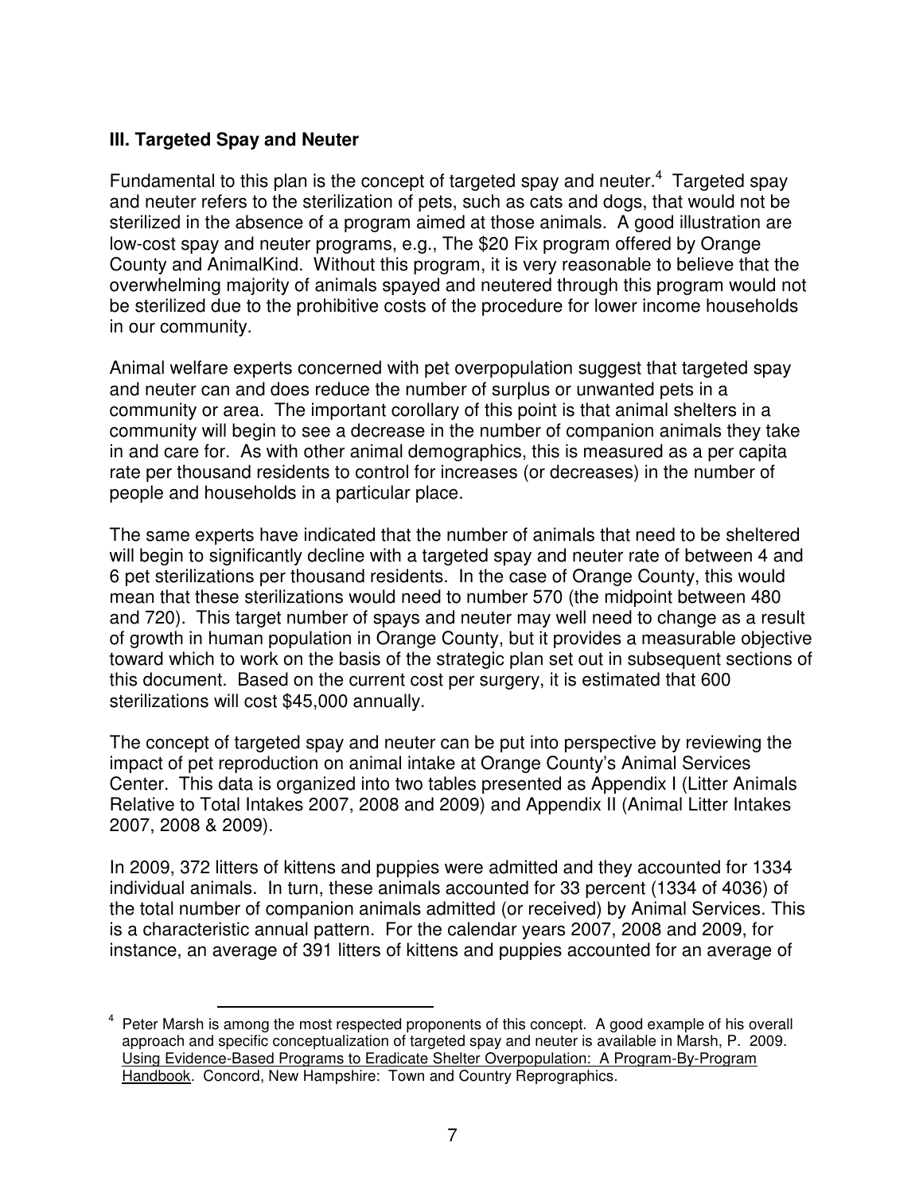### III. Targeted Spay and Neuter

Fundamental to this plan is the concept of targeted spay and neuter.[4] Targeted spay and neuter refers to the sterilization of pets, such as cats and dogs, that would not be sterilized in the absence of a program aimed at those animals. A good illustration are low-cost spay and neuter programs, e.g., The $20 Fix program offered by Orange County and AnimalKind. Without this program, it is very reasonable to believe that the overwhelming majority of animals spayed and neutered through this program would not be sterilized due to the prohibitive costs of the procedure for lower income households in our community.

Animal welfare experts concerned with pet overpopulation suggest that targeted spay and neuter can and does reduce the number of surplus or unwanted pets in a community or area. The important corollary of this point is that animal shelters in a community will begin to see a decrease in the number of companion animals they take in and care for. As with other animal demographics, this is measured as a per capita rate per thousand residents to control for increases (or decreases) in the number of people and households in a particular place.

The same experts have indicated that the number of animals that need to be sheltered will begin to significantly decline with a targeted spay and neuter rate of between 4 and 6 pet sterilizations per thousand residents. In the case of Orange County, this would mean that these sterilizations would need to number 570 (the midpoint between 480 and 720). This target number of spays and neuter may well need to change as a result of growth in human population in Orange County, but it provides a measurable objective toward which to work on the basis of the strategic plan set out in subsequent sections of this document. Based on the current cost per surgery, it is estimated that 600 sterilizations will cost $45,000 annually.

The concept of targeted spay and neuter can be put into perspective by reviewing the impact of pet reproduction on animal intake at Orange County's Animal Services Center. This data is organized into two tables presented as Appendix I (Litter Animals Relative to Total Intakes 2007, 2008 and 2009) and Appendix II (Animal Litter Intakes 2007, 2008 & 2009).

In 2009, 372 litters of kittens and puppies were admitted and they accounted for 1334 individual animals. In turn, these animals accounted for 33 percent (1334 of 4036) of the total number of companion animals admitted (or received) by Animal Services. This is a characteristic annual pattern. For the calendar years 2007, 2008 and 2009, for instance, an average of 391 litters of kittens and puppies accounted for an average of

---

[4] Peter Marsh is among the most respected proponents of this concept. A good example of his overall approach and specific conceptualization of targeted spay and neuter is available in Marsh, P. 2009. Using Evidence-Based Programs to Eradicate Shelter Overpopulation: A Program-By-Program Handbook. Concord, New Hampshire: Town and Country Reprographics.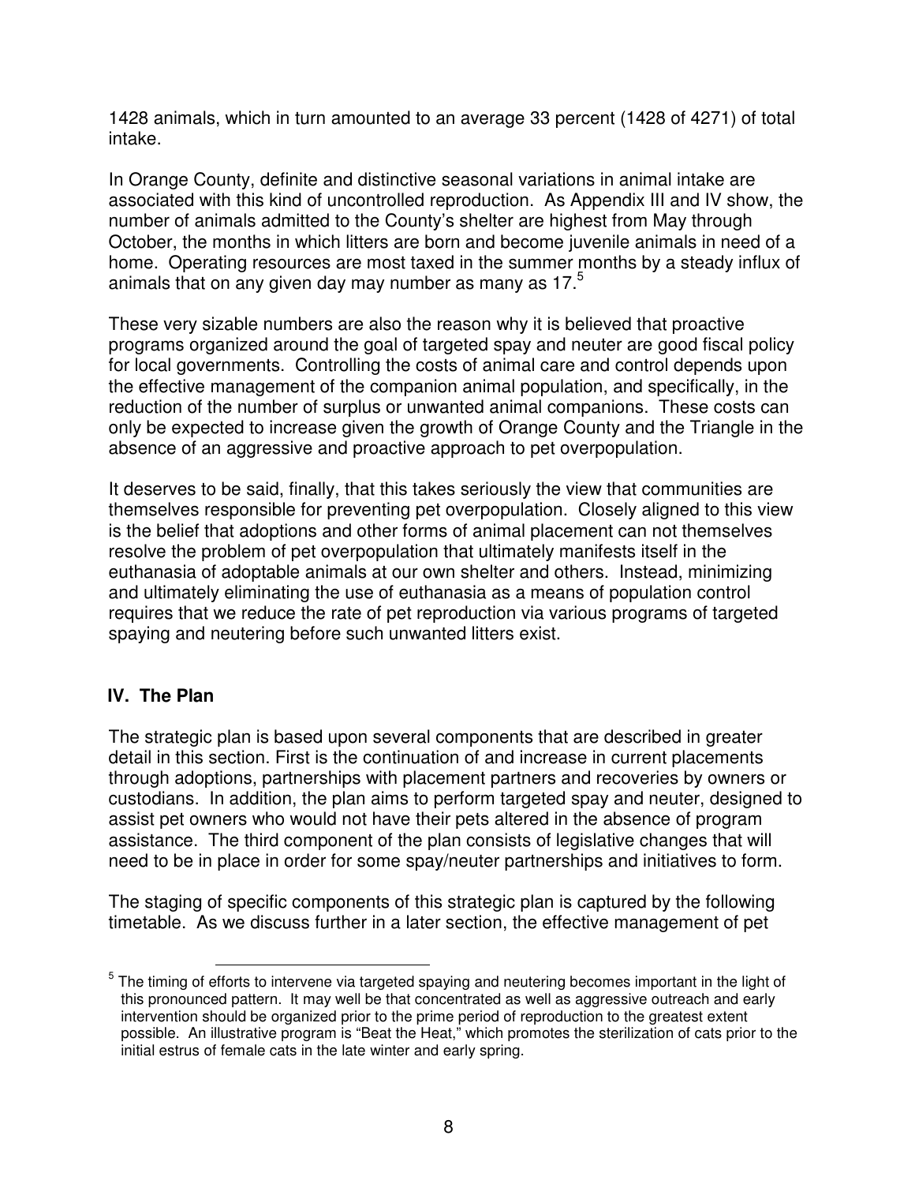1428 animals, which in turn amounted to an average 33 percent (1428 of 4271) of total intake.

In Orange County, definite and distinctive seasonal variations in animal intake are associated with this kind of uncontrolled reproduction. As Appendix III and IV show, the number of animals admitted to the County's shelter are highest from May through October, the months in which litters are born and become juvenile animals in need of a home. Operating resources are most taxed in the summer months by a steady influx of animals that on any given day may number as many as 17.[5]

These very sizable numbers are also the reason why it is believed that proactive programs organized around the goal of targeted spay and neuter are good fiscal policy for local governments. Controlling the costs of animal care and control depends upon the effective management of the companion animal population, and specifically, in the reduction of the number of surplus or unwanted animal companions. These costs can only be expected to increase given the growth of Orange County and the Triangle in the absence of an aggressive and proactive approach to pet overpopulation.

It deserves to be said, finally, that this takes seriously the view that communities are themselves responsible for preventing pet overpopulation. Closely aligned to this view is the belief that adoptions and other forms of animal placement can not themselves resolve the problem of pet overpopulation that ultimately manifests itself in the euthanasia of adoptable animals at our own shelter and others. Instead, minimizing and ultimately eliminating the use of euthanasia as a means of population control requires that we reduce the rate of pet reproduction via various programs of targeted spaying and neutering before such unwanted litters exist.

## IV. The Plan

The strategic plan is based upon several components that are described in greater detail in this section. First is the continuation of and increase in current placements through adoptions, partnerships with placement partners and recoveries by owners or custodians. In addition, the plan aims to perform targeted spay and neuter, designed to assist pet owners who would not have their pets altered in the absence of program assistance. The third component of the plan consists of legislative changes that will need to be in place in order for some spay/neuter partnerships and initiatives to form.

The staging of specific components of this strategic plan is captured by the following timetable. As we discuss further in a later section, the effective management of pet

[5] The timing of efforts to intervene via targeted spaying and neutering becomes important in the light of this pronounced pattern. It may well be that concentrated as well as aggressive outreach and early intervention should be organized prior to the prime period of reproduction to the greatest extent possible. An illustrative program is "Beat the Heat," which promotes the sterilization of cats prior to the initial estrus of female cats in the late winter and early spring.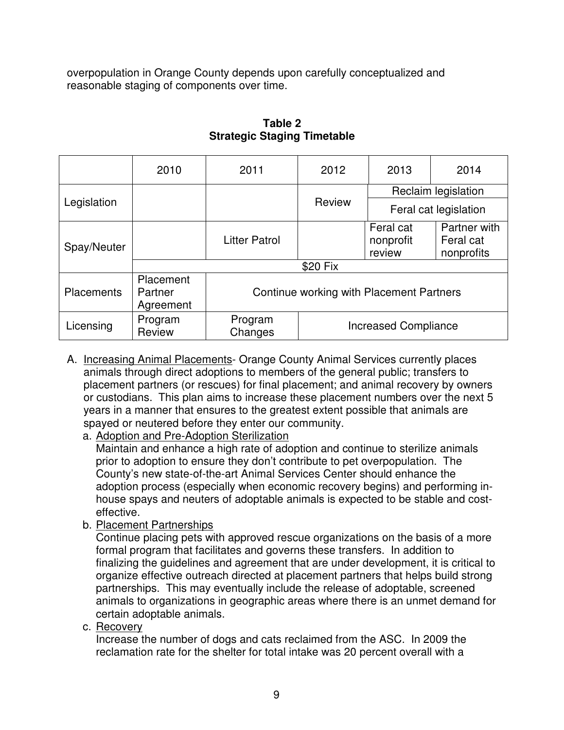overpopulation in Orange County depends upon carefully conceptualized and reasonable staging of components over time.

**Table 2**
**Strategic Staging Timetable**

| | 2010 | 2011 | 2012 | 2013 | 2014 |
|---|---|---|---|---|---|
| Legislation | | | Review | Reclaim legislation | |
| | | | | Feral cat legislation | |
| Spay/Neuter | | Litter Patrol | | Feral cat nonprofit review | Partner with Feral cat nonprofits |
| | $20 Fix | | | | |
| Placements | Placement Partner Agreement | Continue working with Placement Partners | | | |
| Licensing | Program Review | Program Changes | Increased Compliance | | |

A. <u>Increasing Animal Placements</u>- Orange County Animal Services currently places animals through direct adoptions to members of the general public; transfers to placement partners (or rescues) for final placement; and animal recovery by owners or custodians. This plan aims to increase these placement numbers over the next 5 years in a manner that ensures to the greatest extent possible that animals are spayed or neutered before they enter our community.

   a. <u>Adoption and Pre-Adoption Sterilization</u>
   Maintain and enhance a high rate of adoption and continue to sterilize animals prior to adoption to ensure they don't contribute to pet overpopulation. The County's new state-of-the-art Animal Services Center should enhance the adoption process (especially when economic recovery begins) and performing in-house spays and neuters of adoptable animals is expected to be stable and cost-effective.

   b. <u>Placement Partnerships</u>
   Continue placing pets with approved rescue organizations on the basis of a more formal program that facilitates and governs these transfers. In addition to finalizing the guidelines and agreement that are under development, it is critical to organize effective outreach directed at placement partners that helps build strong partnerships. This may eventually include the release of adoptable, screened animals to organizations in geographic areas where there is an unmet demand for certain adoptable animals.

   c. <u>Recovery</u>
   Increase the number of dogs and cats reclaimed from the ASC. In 2009 the reclamation rate for the shelter for total intake was 20 percent overall with a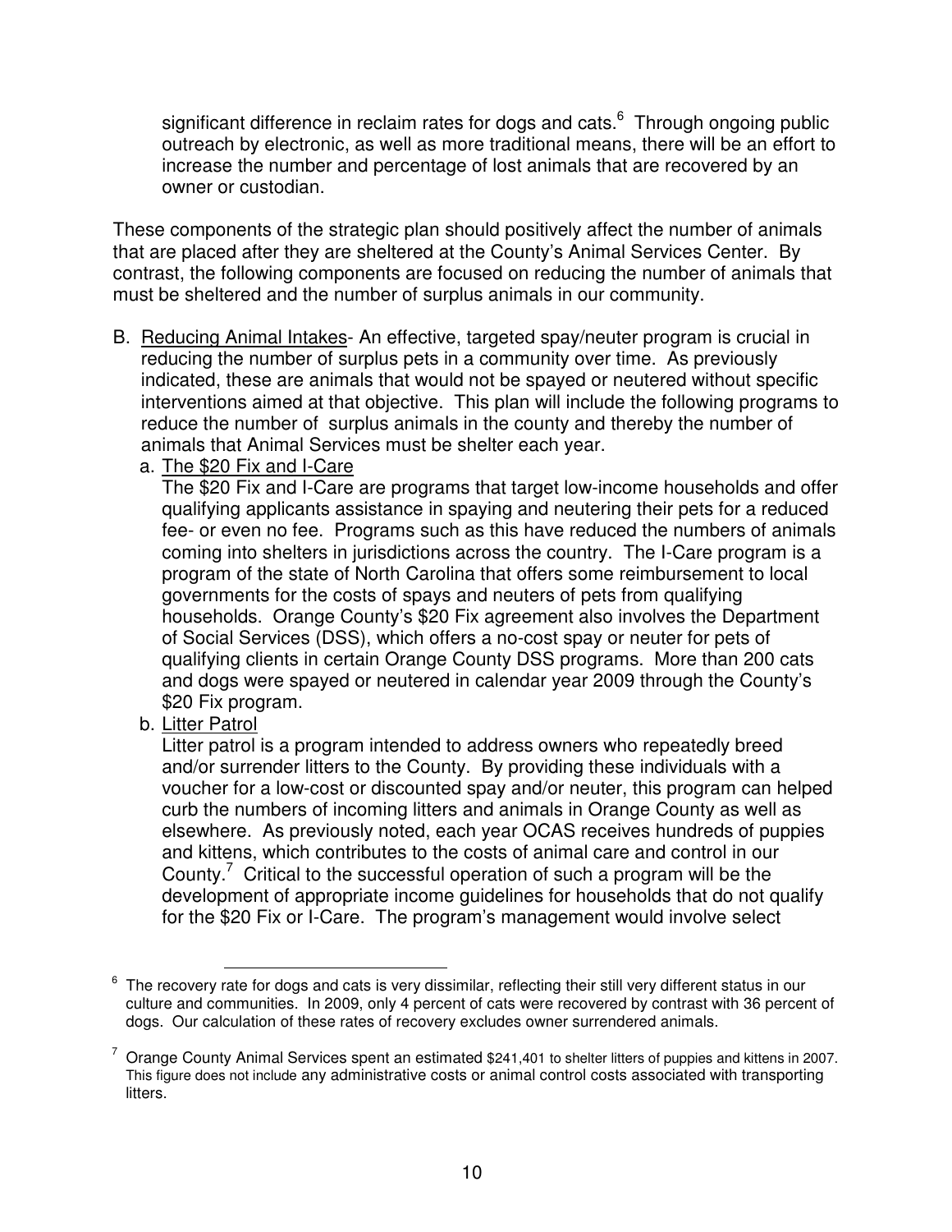significant difference in reclaim rates for dogs and cats.[6] Through ongoing public outreach by electronic, as well as more traditional means, there will be an effort to increase the number and percentage of lost animals that are recovered by an owner or custodian.

These components of the strategic plan should positively affect the number of animals that are placed after they are sheltered at the County's Animal Services Center. By contrast, the following components are focused on reducing the number of animals that must be sheltered and the number of surplus animals in our community.

B. <u>Reducing Animal Intakes</u>- An effective, targeted spay/neuter program is crucial in reducing the number of surplus pets in a community over time. As previously indicated, these are animals that would not be spayed or neutered without specific interventions aimed at that objective. This plan will include the following programs to reduce the number of surplus animals in the county and thereby the number of animals that Animal Services must be shelter each year.

   a. <u>The $20 Fix and I-Care</u>

   The $20 Fix and I-Care are programs that target low-income households and offer qualifying applicants assistance in spaying and neutering their pets for a reduced fee- or even no fee. Programs such as this have reduced the numbers of animals coming into shelters in jurisdictions across the country. The I-Care program is a program of the state of North Carolina that offers some reimbursement to local governments for the costs of spays and neuters of pets from qualifying households. Orange County's $20 Fix agreement also involves the Department of Social Services (DSS), which offers a no-cost spay or neuter for pets of qualifying clients in certain Orange County DSS programs. More than 200 cats and dogs were spayed or neutered in calendar year 2009 through the County's $20 Fix program.

   b. <u>Litter Patrol</u>

   Litter patrol is a program intended to address owners who repeatedly breed and/or surrender litters to the County. By providing these individuals with a voucher for a low-cost or discounted spay and/or neuter, this program can helped curb the numbers of incoming litters and animals in Orange County as well as elsewhere. As previously noted, each year OCAS receives hundreds of puppies and kittens, which contributes to the costs of animal care and control in our County.[7] Critical to the successful operation of such a program will be the development of appropriate income guidelines for households that do not qualify for the $20 Fix or I-Care. The program's management would involve select

---

[6] The recovery rate for dogs and cats is very dissimilar, reflecting their still very different status in our culture and communities. In 2009, only 4 percent of cats were recovered by contrast with 36 percent of dogs. Our calculation of these rates of recovery excludes owner surrendered animals.

[7] Orange County Animal Services spent an estimated $241,401 to shelter litters of puppies and kittens in 2007. This figure does not include any administrative costs or animal control costs associated with transporting litters.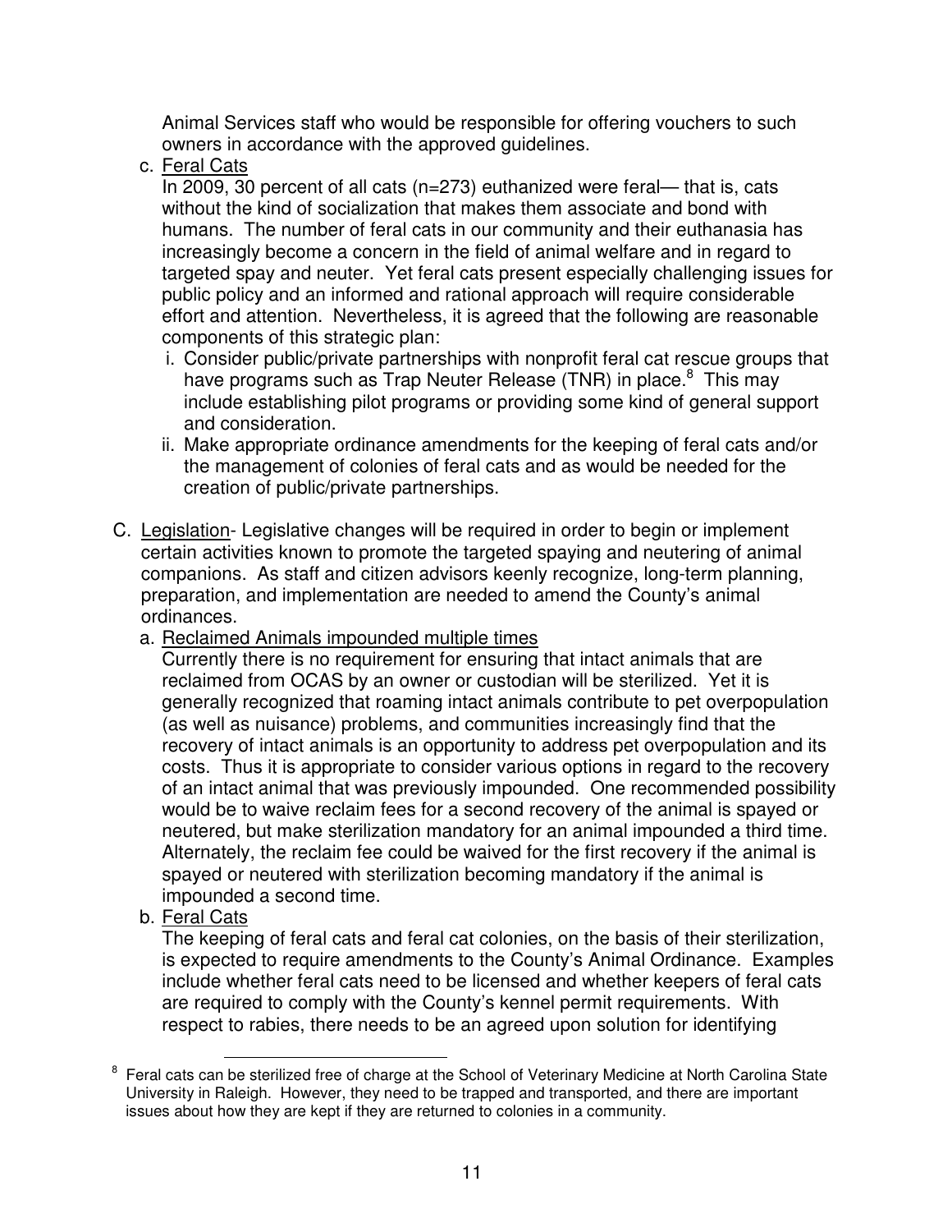Animal Services staff who would be responsible for offering vouchers to such owners in accordance with the approved guidelines.

c. <u>Feral Cats</u>

   In 2009, 30 percent of all cats (n=273) euthanized were feral— that is, cats without the kind of socialization that makes them associate and bond with humans. The number of feral cats in our community and their euthanasia has increasingly become a concern in the field of animal welfare and in regard to targeted spay and neuter. Yet feral cats present especially challenging issues for public policy and an informed and rational approach will require considerable effort and attention. Nevertheless, it is agreed that the following are reasonable components of this strategic plan:

   i. Consider public/private partnerships with nonprofit feral cat rescue groups that have programs such as Trap Neuter Release (TNR) in place.[8] This may include establishing pilot programs or providing some kind of general support and consideration.

   ii. Make appropriate ordinance amendments for the keeping of feral cats and/or the management of colonies of feral cats and as would be needed for the creation of public/private partnerships.

C. <u>Legislation</u>- Legislative changes will be required in order to begin or implement certain activities known to promote the targeted spaying and neutering of animal companions. As staff and citizen advisors keenly recognize, long-term planning, preparation, and implementation are needed to amend the County's animal ordinances.

   a. <u>Reclaimed Animals impounded multiple times</u>

      Currently there is no requirement for ensuring that intact animals that are reclaimed from OCAS by an owner or custodian will be sterilized. Yet it is generally recognized that roaming intact animals contribute to pet overpopulation (as well as nuisance) problems, and communities increasingly find that the recovery of intact animals is an opportunity to address pet overpopulation and its costs. Thus it is appropriate to consider various options in regard to the recovery of an intact animal that was previously impounded. One recommended possibility would be to waive reclaim fees for a second recovery of the animal is spayed or neutered, but make sterilization mandatory for an animal impounded a third time. Alternately, the reclaim fee could be waived for the first recovery if the animal is spayed or neutered with sterilization becoming mandatory if the animal is impounded a second time.

   b. <u>Feral Cats</u>

      The keeping of feral cats and feral cat colonies, on the basis of their sterilization, is expected to require amendments to the County's Animal Ordinance. Examples include whether feral cats need to be licensed and whether keepers of feral cats are required to comply with the County's kennel permit requirements. With respect to rabies, there needs to be an agreed upon solution for identifying

---

[8] Feral cats can be sterilized free of charge at the School of Veterinary Medicine at North Carolina State University in Raleigh. However, they need to be trapped and transported, and there are important issues about how they are kept if they are returned to colonies in a community.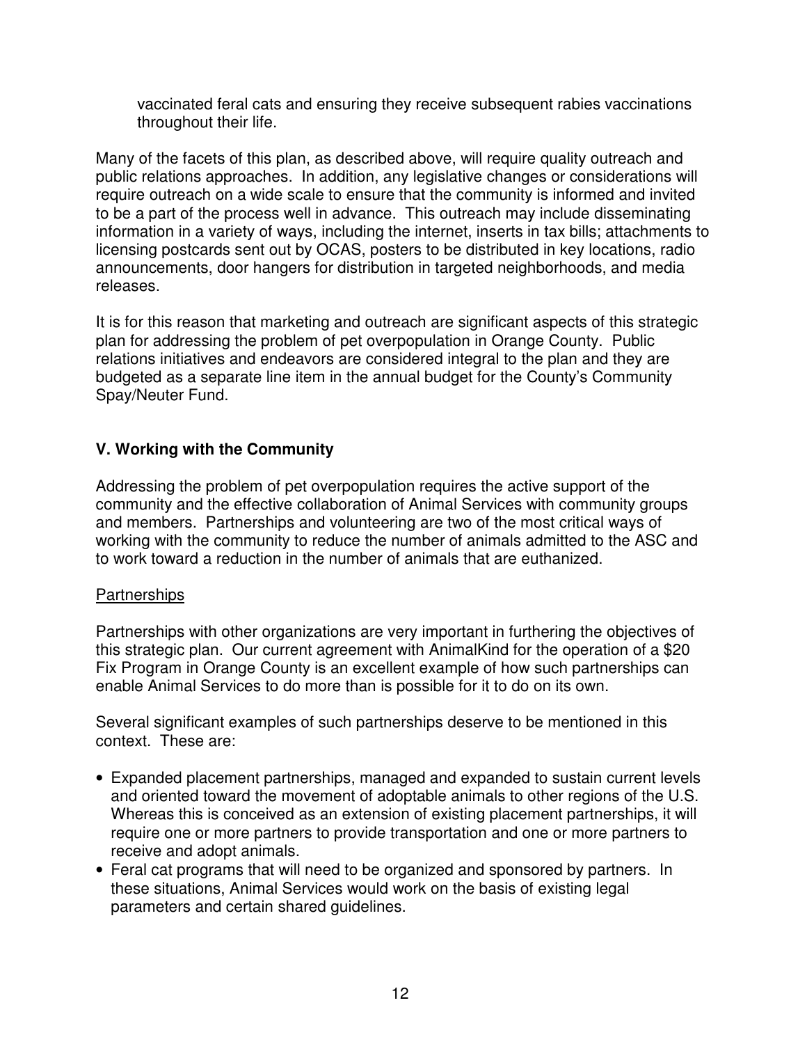vaccinated feral cats and ensuring they receive subsequent rabies vaccinations throughout their life.

Many of the facets of this plan, as described above, will require quality outreach and public relations approaches. In addition, any legislative changes or considerations will require outreach on a wide scale to ensure that the community is informed and invited to be a part of the process well in advance. This outreach may include disseminating information in a variety of ways, including the internet, inserts in tax bills; attachments to licensing postcards sent out by OCAS, posters to be distributed in key locations, radio announcements, door hangers for distribution in targeted neighborhoods, and media releases.

It is for this reason that marketing and outreach are significant aspects of this strategic plan for addressing the problem of pet overpopulation in Orange County. Public relations initiatives and endeavors are considered integral to the plan and they are budgeted as a separate line item in the annual budget for the County's Community Spay/Neuter Fund.

## V. Working with the Community

Addressing the problem of pet overpopulation requires the active support of the community and the effective collaboration of Animal Services with community groups and members. Partnerships and volunteering are two of the most critical ways of working with the community to reduce the number of animals admitted to the ASC and to work toward a reduction in the number of animals that are euthanized.

### Partnerships

Partnerships with other organizations are very important in furthering the objectives of this strategic plan. Our current agreement with AnimalKind for the operation of a $20 Fix Program in Orange County is an excellent example of how such partnerships can enable Animal Services to do more than is possible for it to do on its own.

Several significant examples of such partnerships deserve to be mentioned in this context. These are:

- Expanded placement partnerships, managed and expanded to sustain current levels and oriented toward the movement of adoptable animals to other regions of the U.S. Whereas this is conceived as an extension of existing placement partnerships, it will require one or more partners to provide transportation and one or more partners to receive and adopt animals.
- Feral cat programs that will need to be organized and sponsored by partners. In these situations, Animal Services would work on the basis of existing legal parameters and certain shared guidelines.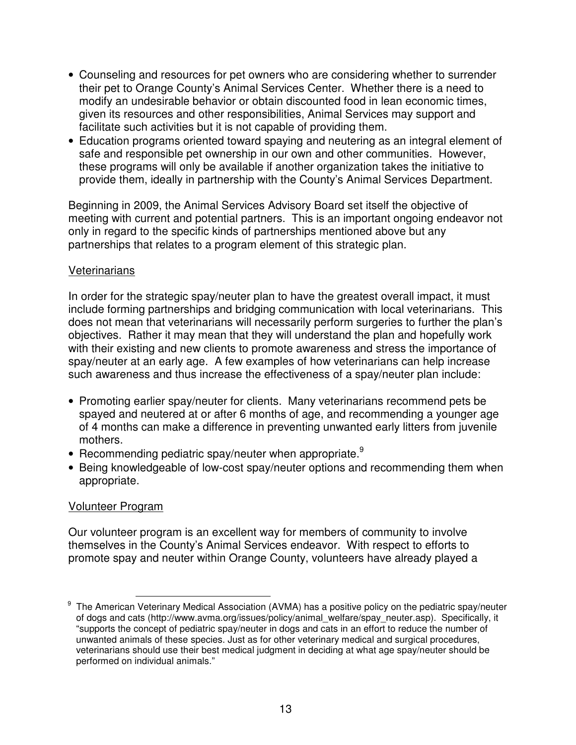- Counseling and resources for pet owners who are considering whether to surrender their pet to Orange County's Animal Services Center. Whether there is a need to modify an undesirable behavior or obtain discounted food in lean economic times, given its resources and other responsibilities, Animal Services may support and facilitate such activities but it is not capable of providing them.
- Education programs oriented toward spaying and neutering as an integral element of safe and responsible pet ownership in our own and other communities. However, these programs will only be available if another organization takes the initiative to provide them, ideally in partnership with the County's Animal Services Department.

Beginning in 2009, the Animal Services Advisory Board set itself the objective of meeting with current and potential partners. This is an important ongoing endeavor not only in regard to the specific kinds of partnerships mentioned above but any partnerships that relates to a program element of this strategic plan.

### Veterinarians

In order for the strategic spay/neuter plan to have the greatest overall impact, it must include forming partnerships and bridging communication with local veterinarians. This does not mean that veterinarians will necessarily perform surgeries to further the plan's objectives. Rather it may mean that they will understand the plan and hopefully work with their existing and new clients to promote awareness and stress the importance of spay/neuter at an early age. A few examples of how veterinarians can help increase such awareness and thus increase the effectiveness of a spay/neuter plan include:

- Promoting earlier spay/neuter for clients. Many veterinarians recommend pets be spayed and neutered at or after 6 months of age, and recommending a younger age of 4 months can make a difference in preventing unwanted early litters from juvenile mothers.
- Recommending pediatric spay/neuter when appropriate.[9]
- Being knowledgeable of low-cost spay/neuter options and recommending them when appropriate.

### Volunteer Program

Our volunteer program is an excellent way for members of community to involve themselves in the County's Animal Services endeavor. With respect to efforts to promote spay and neuter within Orange County, volunteers have already played a

---

[9] The American Veterinary Medical Association (AVMA) has a positive policy on the pediatric spay/neuter of dogs and cats (http://www.avma.org/issues/policy/animal_welfare/spay_neuter.asp). Specifically, it "supports the concept of pediatric spay/neuter in dogs and cats in an effort to reduce the number of unwanted animals of these species. Just as for other veterinary medical and surgical procedures, veterinarians should use their best medical judgment in deciding at what age spay/neuter should be performed on individual animals."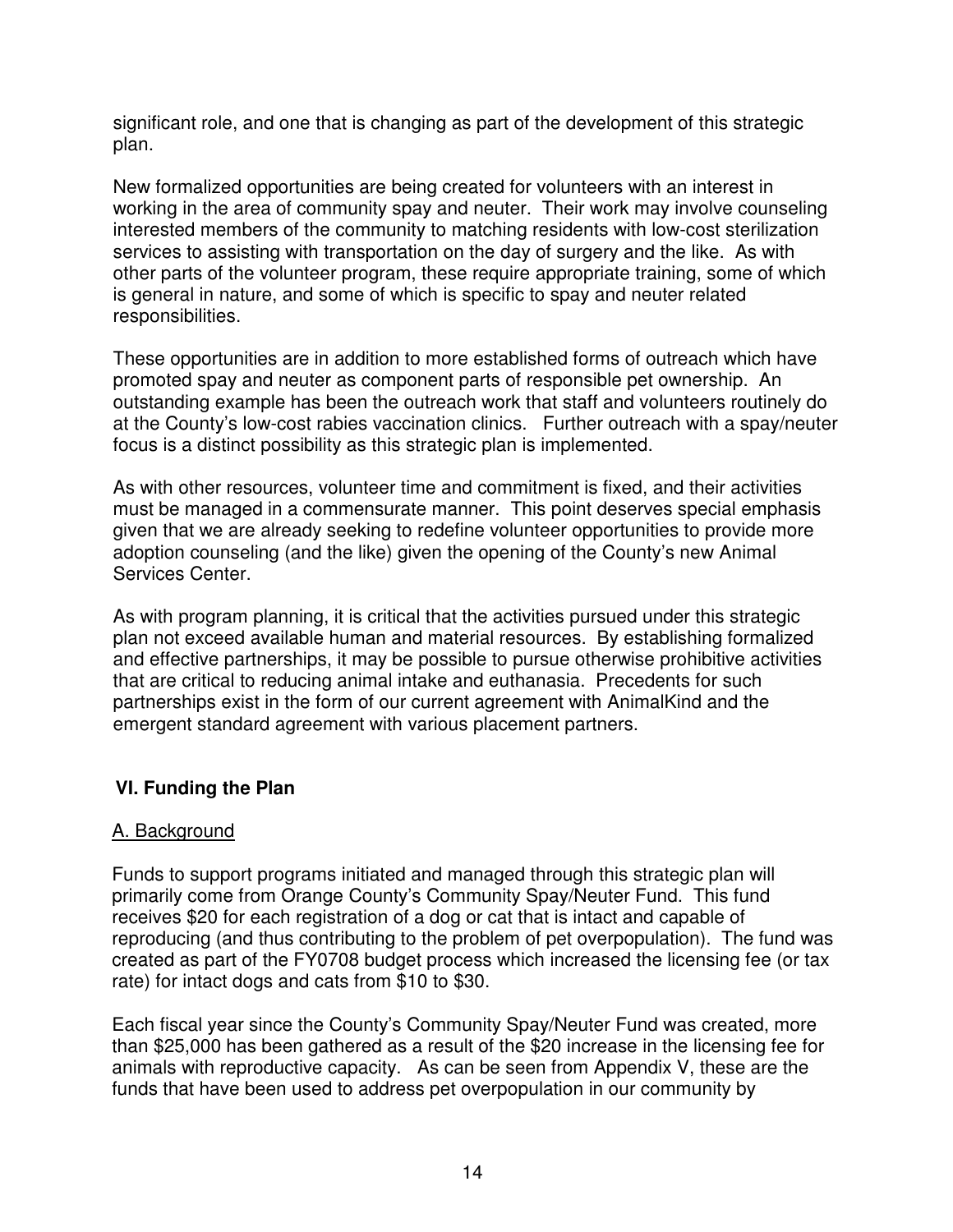significant role, and one that is changing as part of the development of this strategic plan.

New formalized opportunities are being created for volunteers with an interest in working in the area of community spay and neuter. Their work may involve counseling interested members of the community to matching residents with low-cost sterilization services to assisting with transportation on the day of surgery and the like. As with other parts of the volunteer program, these require appropriate training, some of which is general in nature, and some of which is specific to spay and neuter related responsibilities.

These opportunities are in addition to more established forms of outreach which have promoted spay and neuter as component parts of responsible pet ownership. An outstanding example has been the outreach work that staff and volunteers routinely do at the County's low-cost rabies vaccination clinics. Further outreach with a spay/neuter focus is a distinct possibility as this strategic plan is implemented.

As with other resources, volunteer time and commitment is fixed, and their activities must be managed in a commensurate manner. This point deserves special emphasis given that we are already seeking to redefine volunteer opportunities to provide more adoption counseling (and the like) given the opening of the County's new Animal Services Center.

As with program planning, it is critical that the activities pursued under this strategic plan not exceed available human and material resources. By establishing formalized and effective partnerships, it may be possible to pursue otherwise prohibitive activities that are critical to reducing animal intake and euthanasia. Precedents for such partnerships exist in the form of our current agreement with AnimalKind and the emergent standard agreement with various placement partners.

## VI. Funding the Plan

### A. Background

Funds to support programs initiated and managed through this strategic plan will primarily come from Orange County's Community Spay/Neuter Fund. This fund receives $20 for each registration of a dog or cat that is intact and capable of reproducing (and thus contributing to the problem of pet overpopulation). The fund was created as part of the FY0708 budget process which increased the licensing fee (or tax rate) for intact dogs and cats from $10 to $30.

Each fiscal year since the County's Community Spay/Neuter Fund was created, more than $25,000 has been gathered as a result of the $20 increase in the licensing fee for animals with reproductive capacity. As can be seen from Appendix V, these are the funds that have been used to address pet overpopulation in our community by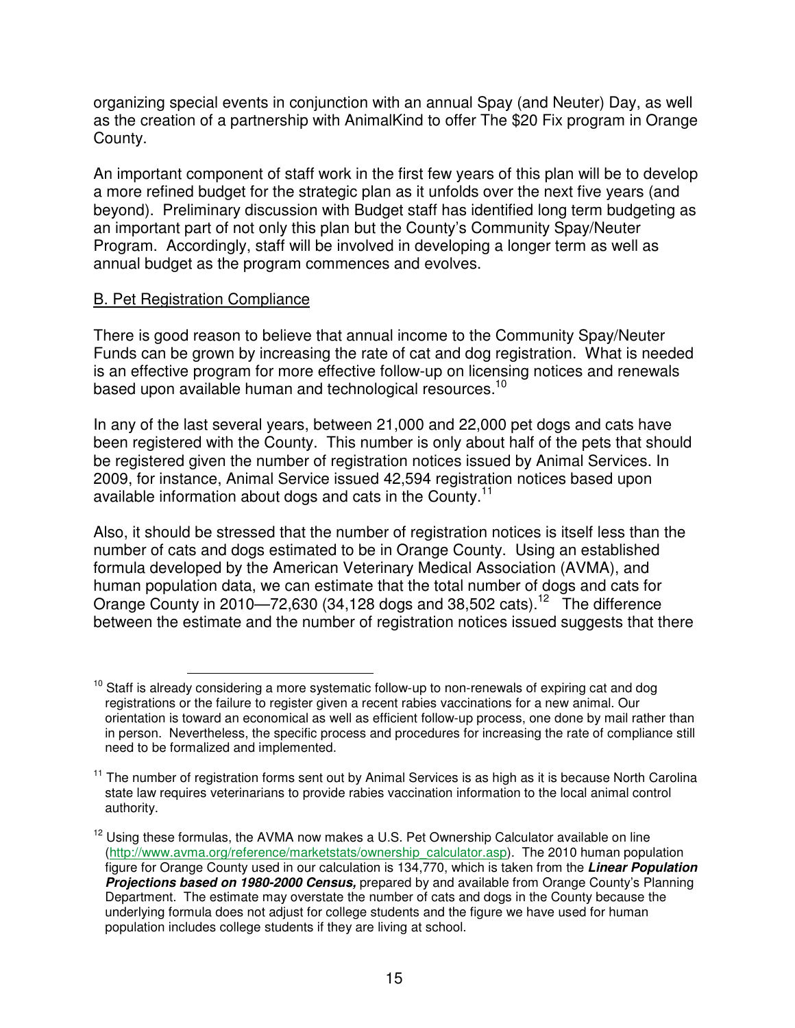organizing special events in conjunction with an annual Spay (and Neuter) Day, as well as the creation of a partnership with AnimalKind to offer The $20 Fix program in Orange County.

An important component of staff work in the first few years of this plan will be to develop a more refined budget for the strategic plan as it unfolds over the next five years (and beyond). Preliminary discussion with Budget staff has identified long term budgeting as an important part of not only this plan but the County's Community Spay/Neuter Program. Accordingly, staff will be involved in developing a longer term as well as annual budget as the program commences and evolves.

## B. Pet Registration Compliance

There is good reason to believe that annual income to the Community Spay/Neuter Funds can be grown by increasing the rate of cat and dog registration. What is needed is an effective program for more effective follow-up on licensing notices and renewals based upon available human and technological resources.[10]

In any of the last several years, between 21,000 and 22,000 pet dogs and cats have been registered with the County. This number is only about half of the pets that should be registered given the number of registration notices issued by Animal Services. In 2009, for instance, Animal Service issued 42,594 registration notices based upon available information about dogs and cats in the County.[11]

Also, it should be stressed that the number of registration notices is itself less than the number of cats and dogs estimated to be in Orange County. Using an established formula developed by the American Veterinary Medical Association (AVMA), and human population data, we can estimate that the total number of dogs and cats for Orange County in 2010—72,630 (34,128 dogs and 38,502 cats).[12] The difference between the estimate and the number of registration notices issued suggests that there

---

[10] Staff is already considering a more systematic follow-up to non-renewals of expiring cat and dog registrations or the failure to register given a recent rabies vaccinations for a new animal. Our orientation is toward an economical as well as efficient follow-up process, one done by mail rather than in person. Nevertheless, the specific process and procedures for increasing the rate of compliance still need to be formalized and implemented.

[11] The number of registration forms sent out by Animal Services is as high as it is because North Carolina state law requires veterinarians to provide rabies vaccination information to the local animal control authority.

[12] Using these formulas, the AVMA now makes a U.S. Pet Ownership Calculator available on line (http://www.avma.org/reference/marketstats/ownership_calculator.asp). The 2010 human population figure for Orange County used in our calculation is 134,770, which is taken from the ***Linear Population Projections based on 1980-2000 Census,*** prepared by and available from Orange County's Planning Department. The estimate may overstate the number of cats and dogs in the County because the underlying formula does not adjust for college students and the figure we have used for human population includes college students if they are living at school.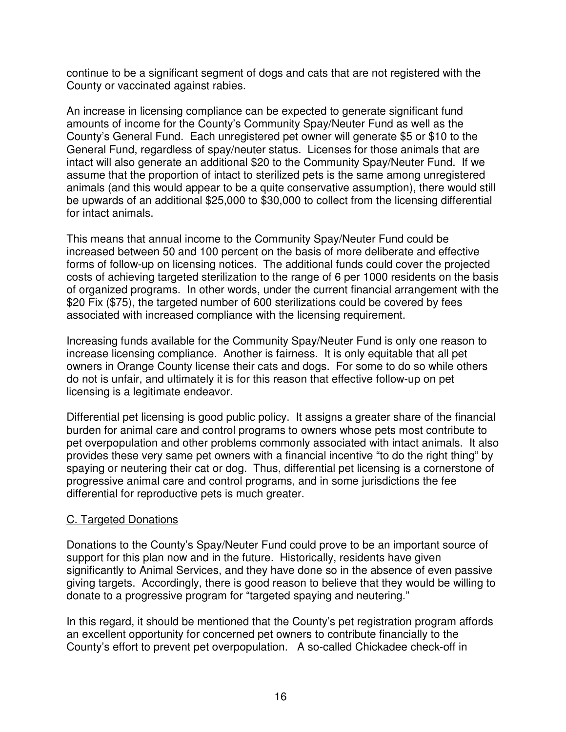continue to be a significant segment of dogs and cats that are not registered with the County or vaccinated against rabies.

An increase in licensing compliance can be expected to generate significant fund amounts of income for the County's Community Spay/Neuter Fund as well as the County's General Fund. Each unregistered pet owner will generate $5 or $10 to the General Fund, regardless of spay/neuter status. Licenses for those animals that are intact will also generate an additional $20 to the Community Spay/Neuter Fund. If we assume that the proportion of intact to sterilized pets is the same among unregistered animals (and this would appear to be a quite conservative assumption), there would still be upwards of an additional $25,000 to $30,000 to collect from the licensing differential for intact animals.

This means that annual income to the Community Spay/Neuter Fund could be increased between 50 and 100 percent on the basis of more deliberate and effective forms of follow-up on licensing notices. The additional funds could cover the projected costs of achieving targeted sterilization to the range of 6 per 1000 residents on the basis of organized programs. In other words, under the current financial arrangement with the $20 Fix ($75), the targeted number of 600 sterilizations could be covered by fees associated with increased compliance with the licensing requirement.

Increasing funds available for the Community Spay/Neuter Fund is only one reason to increase licensing compliance. Another is fairness. It is only equitable that all pet owners in Orange County license their cats and dogs. For some to do so while others do not is unfair, and ultimately it is for this reason that effective follow-up on pet licensing is a legitimate endeavor.

Differential pet licensing is good public policy. It assigns a greater share of the financial burden for animal care and control programs to owners whose pets most contribute to pet overpopulation and other problems commonly associated with intact animals. It also provides these very same pet owners with a financial incentive "to do the right thing" by spaying or neutering their cat or dog. Thus, differential pet licensing is a cornerstone of progressive animal care and control programs, and in some jurisdictions the fee differential for reproductive pets is much greater.

<u>C. Targeted Donations</u>

Donations to the County's Spay/Neuter Fund could prove to be an important source of support for this plan now and in the future. Historically, residents have given significantly to Animal Services, and they have done so in the absence of even passive giving targets. Accordingly, there is good reason to believe that they would be willing to donate to a progressive program for "targeted spaying and neutering."

In this regard, it should be mentioned that the County's pet registration program affords an excellent opportunity for concerned pet owners to contribute financially to the County's effort to prevent pet overpopulation. A so-called Chickadee check-off in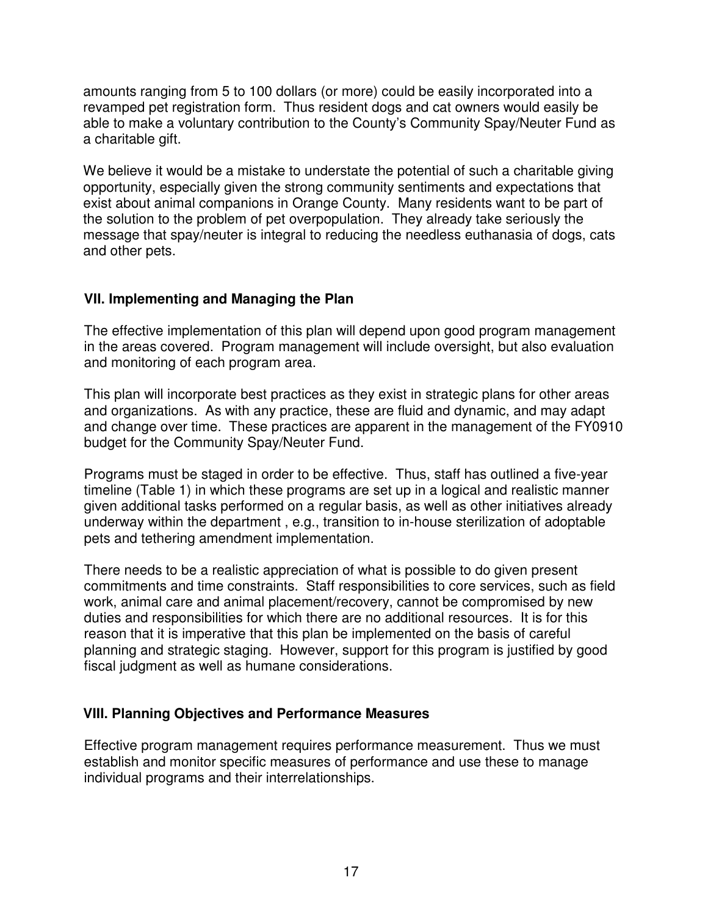amounts ranging from 5 to 100 dollars (or more) could be easily incorporated into a revamped pet registration form. Thus resident dogs and cat owners would easily be able to make a voluntary contribution to the County's Community Spay/Neuter Fund as a charitable gift.

We believe it would be a mistake to understate the potential of such a charitable giving opportunity, especially given the strong community sentiments and expectations that exist about animal companions in Orange County. Many residents want to be part of the solution to the problem of pet overpopulation. They already take seriously the message that spay/neuter is integral to reducing the needless euthanasia of dogs, cats and other pets.

## VII. Implementing and Managing the Plan

The effective implementation of this plan will depend upon good program management in the areas covered. Program management will include oversight, but also evaluation and monitoring of each program area.

This plan will incorporate best practices as they exist in strategic plans for other areas and organizations. As with any practice, these are fluid and dynamic, and may adapt and change over time. These practices are apparent in the management of the FY0910 budget for the Community Spay/Neuter Fund.

Programs must be staged in order to be effective. Thus, staff has outlined a five-year timeline (Table 1) in which these programs are set up in a logical and realistic manner given additional tasks performed on a regular basis, as well as other initiatives already underway within the department , e.g., transition to in-house sterilization of adoptable pets and tethering amendment implementation.

There needs to be a realistic appreciation of what is possible to do given present commitments and time constraints. Staff responsibilities to core services, such as field work, animal care and animal placement/recovery, cannot be compromised by new duties and responsibilities for which there are no additional resources. It is for this reason that it is imperative that this plan be implemented on the basis of careful planning and strategic staging. However, support for this program is justified by good fiscal judgment as well as humane considerations.

## VIII. Planning Objectives and Performance Measures

Effective program management requires performance measurement. Thus we must establish and monitor specific measures of performance and use these to manage individual programs and their interrelationships.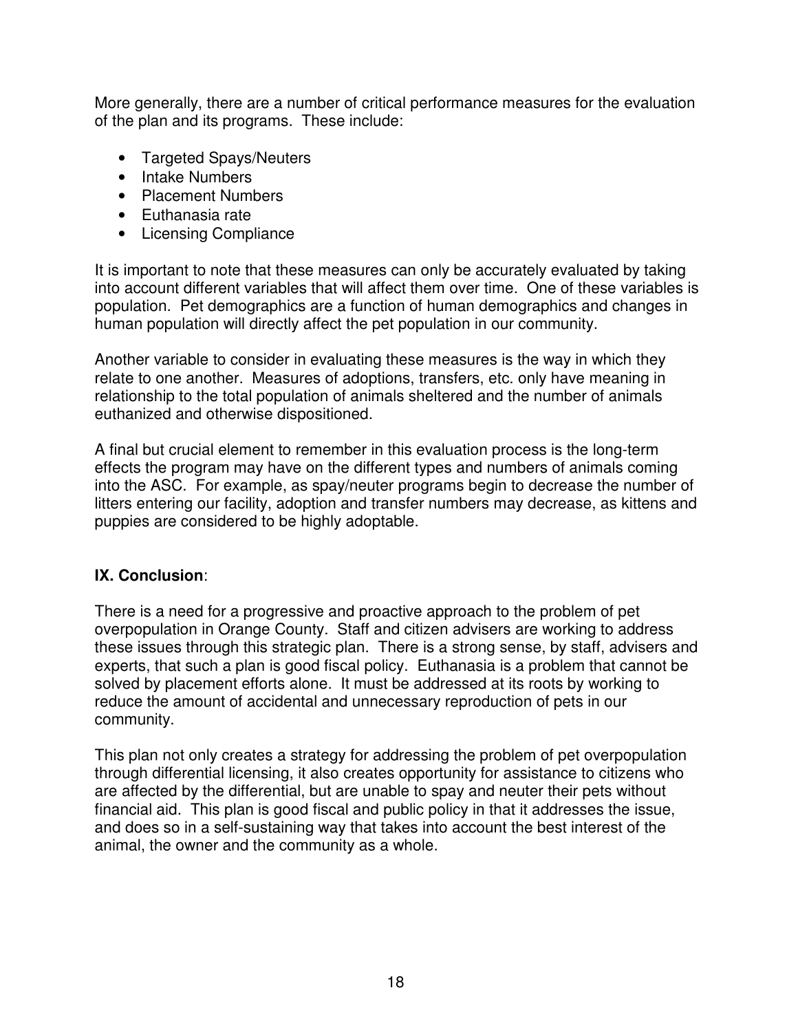More generally, there are a number of critical performance measures for the evaluation of the plan and its programs. These include:

- Targeted Spays/Neuters
- Intake Numbers
- Placement Numbers
- Euthanasia rate
- Licensing Compliance

It is important to note that these measures can only be accurately evaluated by taking into account different variables that will affect them over time. One of these variables is population. Pet demographics are a function of human demographics and changes in human population will directly affect the pet population in our community.

Another variable to consider in evaluating these measures is the way in which they relate to one another. Measures of adoptions, transfers, etc. only have meaning in relationship to the total population of animals sheltered and the number of animals euthanized and otherwise dispositioned.

A final but crucial element to remember in this evaluation process is the long-term effects the program may have on the different types and numbers of animals coming into the ASC. For example, as spay/neuter programs begin to decrease the number of litters entering our facility, adoption and transfer numbers may decrease, as kittens and puppies are considered to be highly adoptable.

## IX. Conclusion:

There is a need for a progressive and proactive approach to the problem of pet overpopulation in Orange County. Staff and citizen advisers are working to address these issues through this strategic plan. There is a strong sense, by staff, advisers and experts, that such a plan is good fiscal policy. Euthanasia is a problem that cannot be solved by placement efforts alone. It must be addressed at its roots by working to reduce the amount of accidental and unnecessary reproduction of pets in our community.

This plan not only creates a strategy for addressing the problem of pet overpopulation through differential licensing, it also creates opportunity for assistance to citizens who are affected by the differential, but are unable to spay and neuter their pets without financial aid. This plan is good fiscal and public policy in that it addresses the issue, and does so in a self-sustaining way that takes into account the best interest of the animal, the owner and the community as a whole.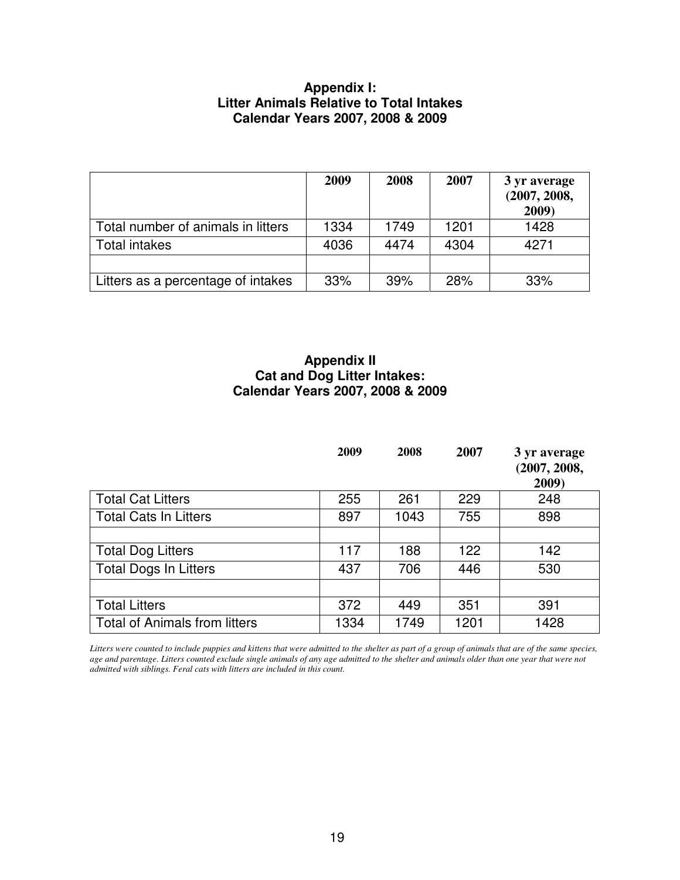### Appendix I: Litter Animals Relative to Total Intakes Calendar Years 2007, 2008 & 2009

| | 2009 | 2008 | 2007 | 3 yr average (2007, 2008, 2009) |
|---|---|---|---|---|
| Total number of animals in litters | 1334 | 1749 | 1201 | 1428 |
| Total intakes | 4036 | 4474 | 4304 | 4271 |
| | | | | |
| Litters as a percentage of intakes | 33% | 39% | 28% | 33% |

### Appendix II Cat and Dog Litter Intakes: Calendar Years 2007, 2008 & 2009

| | 2009 | 2008 | 2007 | 3 yr average (2007, 2008, 2009) |
|---|---|---|---|---|
| Total Cat Litters | 255 | 261 | 229 | 248 |
| Total Cats In Litters | 897 | 1043 | 755 | 898 |
| | | | | |
| Total Dog Litters | 117 | 188 | 122 | 142 |
| Total Dogs In Litters | 437 | 706 | 446 | 530 |
| | | | | |
| Total Litters | 372 | 449 | 351 | 391 |
| Total of Animals from litters | 1334 | 1749 | 1201 | 1428 |

*Litters were counted to include puppies and kittens that were admitted to the shelter as part of a group of animals that are of the same species, age and parentage. Litters counted exclude single animals of any age admitted to the shelter and animals older than one year that were not admitted with siblings. Feral cats with litters are included in this count.*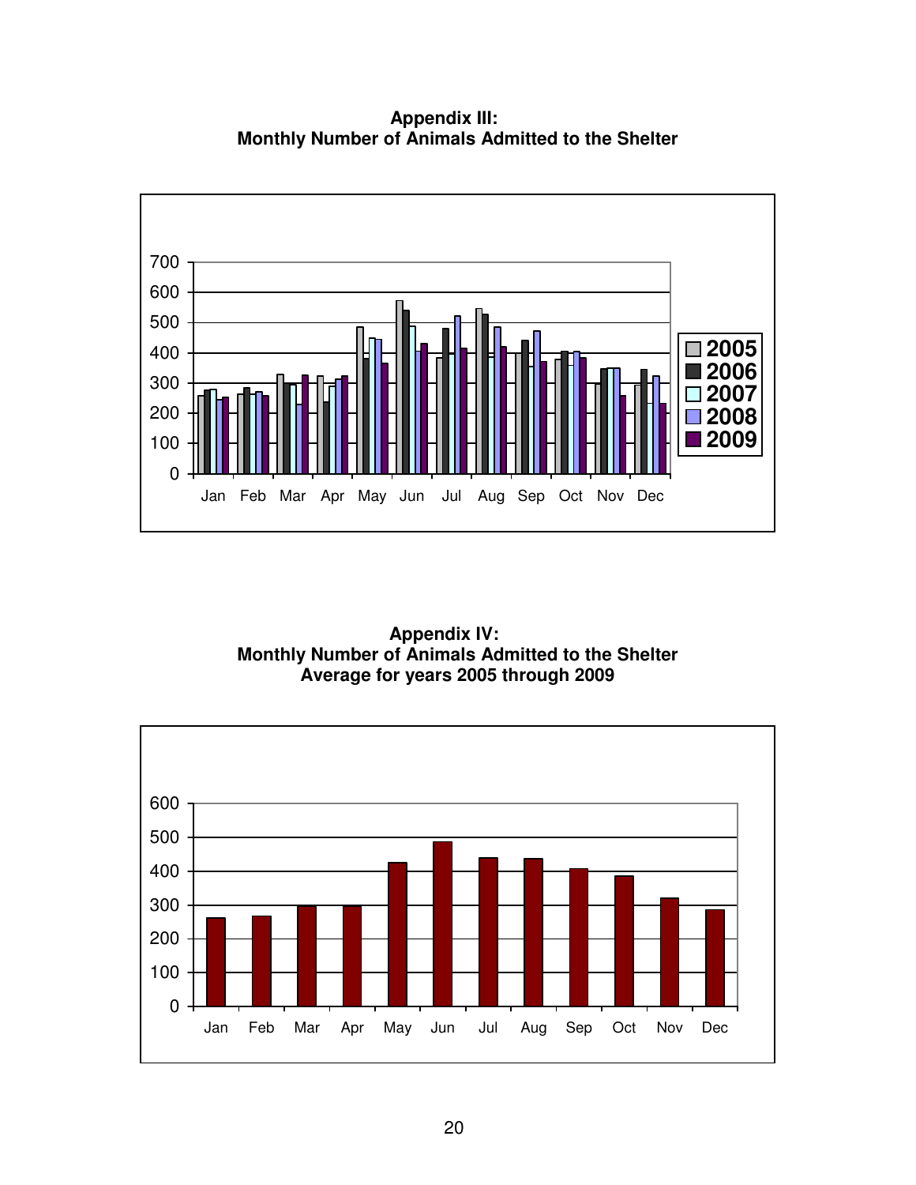## Appendix III:
## Monthly Number of Animals Admitted to the Shelter

700
600
500
400
300
200
100
0

Jan Feb Mar Apr May Jun Jul Aug Sep Oct Nov Dec

2005
2006
2007
2008
2009

## Appendix IV:
## Monthly Number of Animals Admitted to the Shelter
## Average for years 2005 through 2009

600
500
400
300
200
100
0

Jan Feb Mar Apr May Jun Jul Aug Sep Oct Nov Dec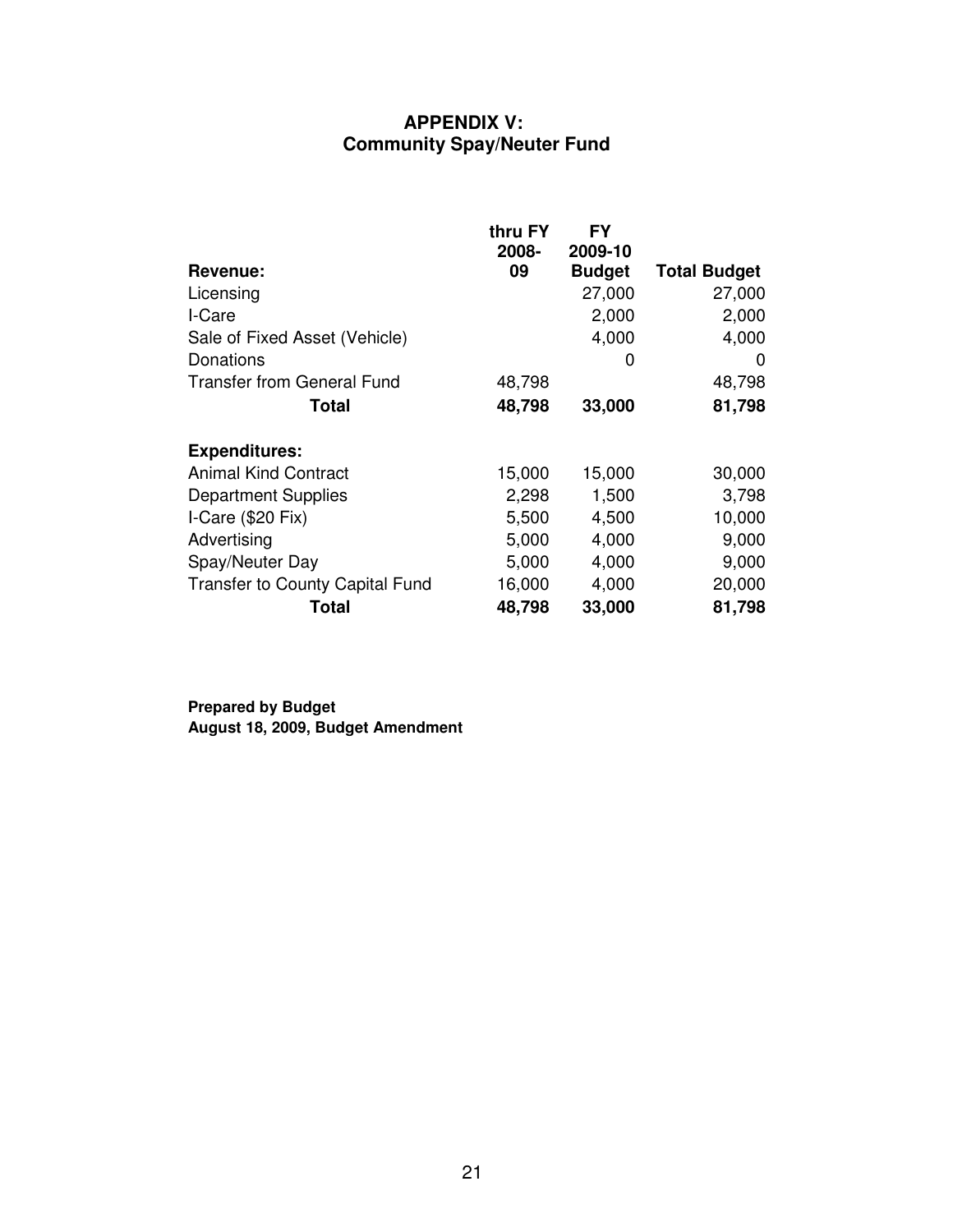## APPENDIX V:
## Community Spay/Neuter Fund

| Revenue: | thru FY 2008-09 | FY 2009-10 Budget | Total Budget |
|---|---|---|---|
| Licensing | | 27,000 | 27,000 |
| I-Care | | 2,000 | 2,000 |
| Sale of Fixed Asset (Vehicle) | | 4,000 | 4,000 |
| Donations | | 0 | 0 |
| Transfer from General Fund | 48,798 | | 48,798 |
| **Total** | **48,798** | **33,000** | **81,798** |
| | | | |
| **Expenditures:** | | | |
| Animal Kind Contract | 15,000 | 15,000 | 30,000 |
| Department Supplies | 2,298 | 1,500 | 3,798 |
| I-Care ($20 Fix) | 5,500 | 4,500 | 10,000 |
| Advertising | 5,000 | 4,000 | 9,000 |
| Spay/Neuter Day | 5,000 | 4,000 | 9,000 |
| Transfer to County Capital Fund | 16,000 | 4,000 | 20,000 |
| **Total** | **48,798** | **33,000** | **81,798** |

**Prepared by Budget**
**August 18, 2009, Budget Amendment**